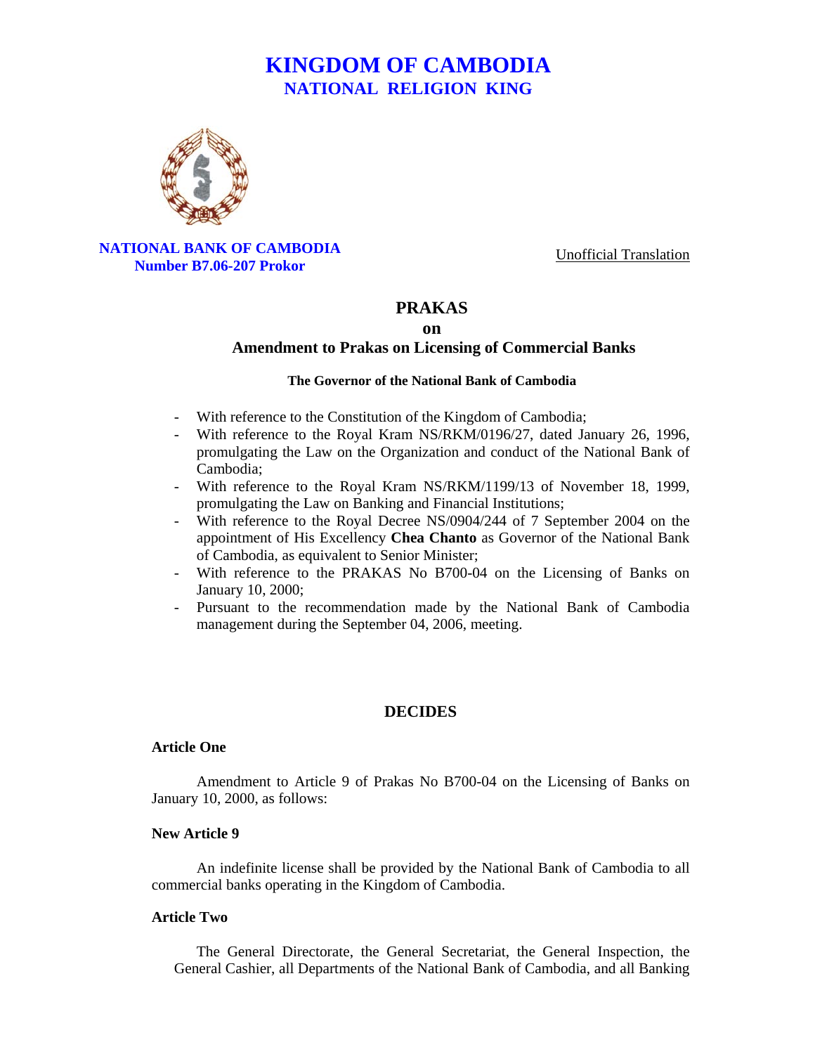# KINGDOM OF CAMBODIA
## NATIONAL RELIGION KING

**NATIONAL BANK OF CAMBODIA**
**Number B7.06-207 Prokor**

Unofficial Translation

# PRAKAS
## on
## Amendment to Prakas on Licensing of Commercial Banks

**The Governor of the National Bank of Cambodia**

- With reference to the Constitution of the Kingdom of Cambodia;
- With reference to the Royal Kram NS/RKM/0196/27, dated January 26, 1996, promulgating the Law on the Organization and conduct of the National Bank of Cambodia;
- With reference to the Royal Kram NS/RKM/1199/13 of November 18, 1999, promulgating the Law on Banking and Financial Institutions;
- With reference to the Royal Decree NS/0904/244 of 7 September 2004 on the appointment of His Excellency **Chea Chanto** as Governor of the National Bank of Cambodia, as equivalent to Senior Minister;
- With reference to the PRAKAS No B700-04 on the Licensing of Banks on January 10, 2000;
- Pursuant to the recommendation made by the National Bank of Cambodia management during the September 04, 2006, meeting.

## DECIDES

### Article One

Amendment to Article 9 of Prakas No B700-04 on the Licensing of Banks on January 10, 2000, as follows:

### New Article 9

An indefinite license shall be provided by the National Bank of Cambodia to all commercial banks operating in the Kingdom of Cambodia.

### Article Two

The General Directorate, the General Secretariat, the General Inspection, the General Cashier, all Departments of the National Bank of Cambodia, and all Banking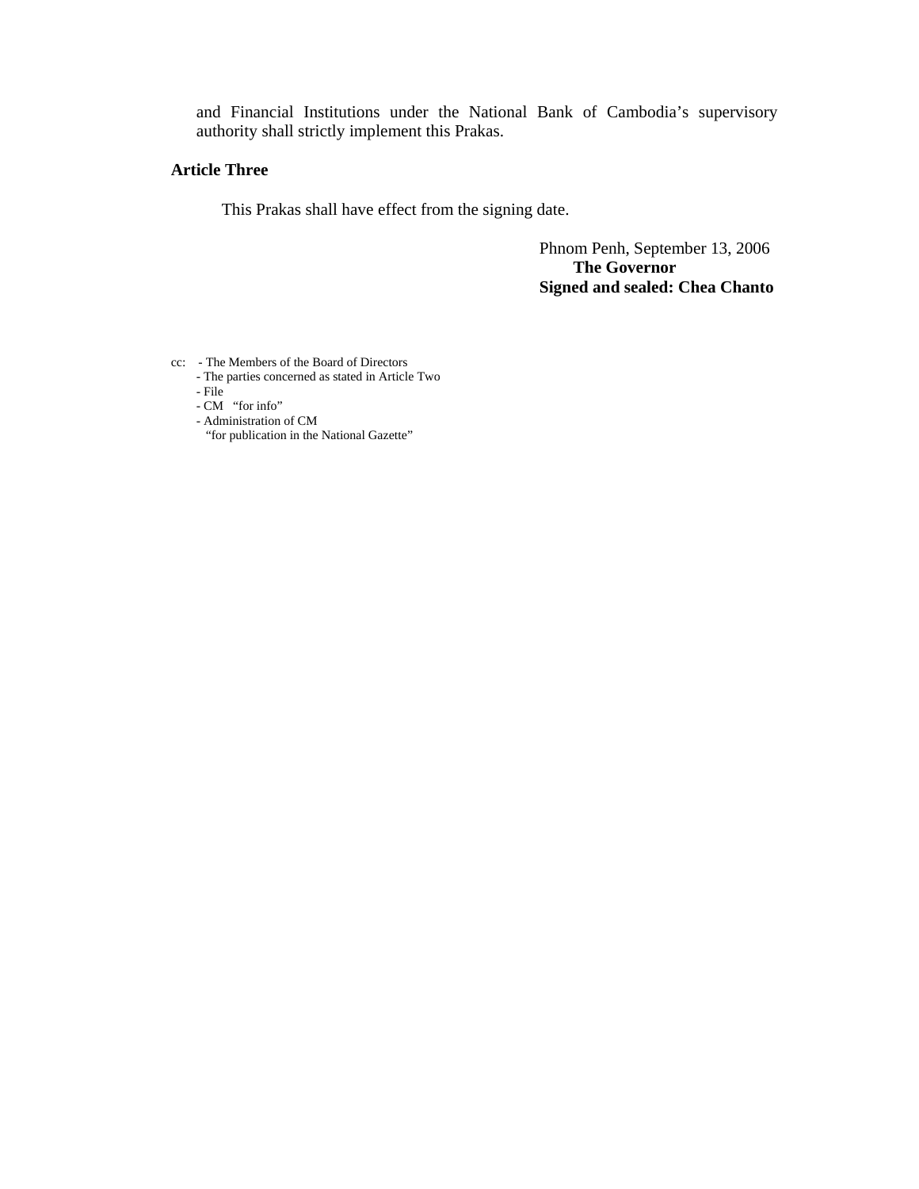and Financial Institutions under the National Bank of Cambodia's supervisory authority shall strictly implement this Prakas.

**Article Three**

This Prakas shall have effect from the signing date.

Phnom Penh, September 13, 2006
**The Governor**
**Signed and sealed: Chea Chanto**

cc: - The Members of the Board of Directors
- The parties concerned as stated in Article Two
- File
- CM "for info"
- Administration of CM
"for publication in the National Gazette"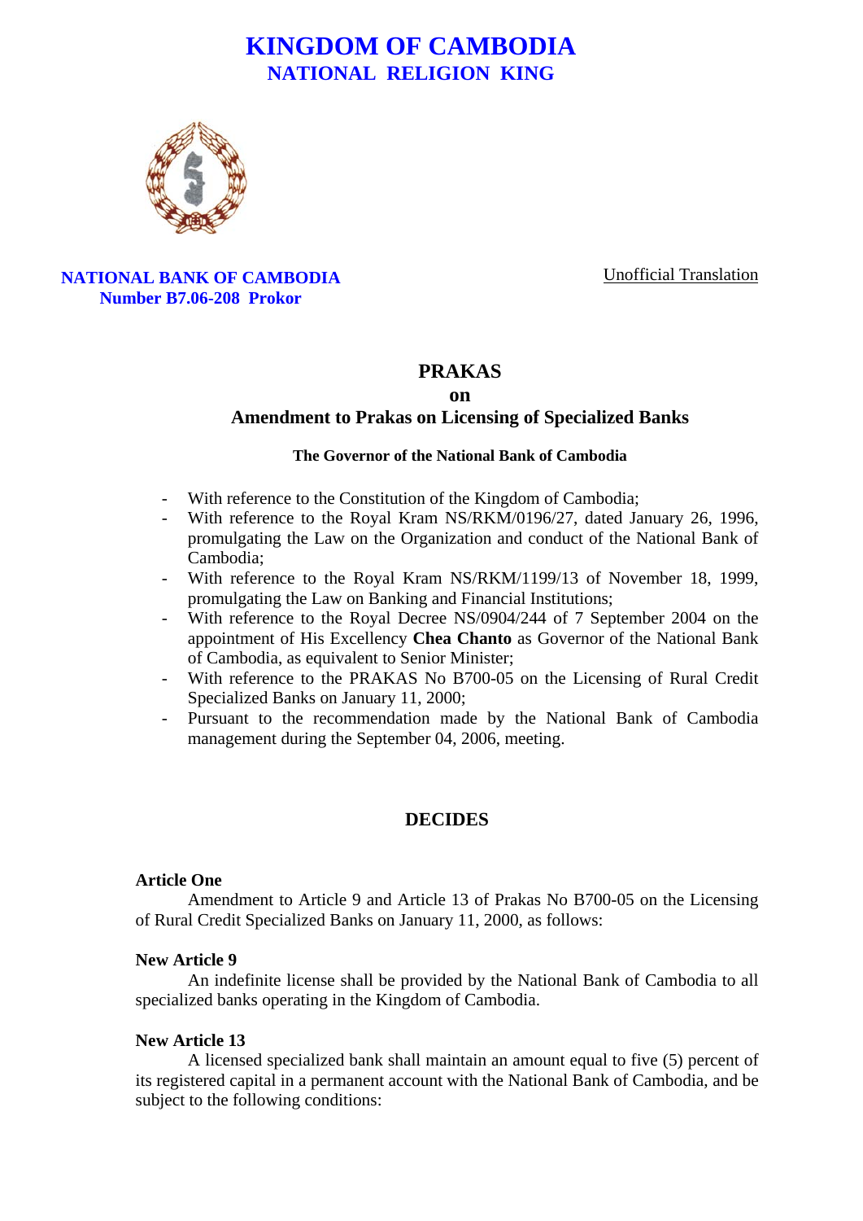# KINGDOM OF CAMBODIA
## NATIONAL RELIGION KING

**NATIONAL BANK OF CAMBODIA**
**Number B7.06-208 Prokor**

Unofficial Translation

## PRAKAS
## on
## Amendment to Prakas on Licensing of Specialized Banks

**The Governor of the National Bank of Cambodia**

- With reference to the Constitution of the Kingdom of Cambodia;
- With reference to the Royal Kram NS/RKM/0196/27, dated January 26, 1996, promulgating the Law on the Organization and conduct of the National Bank of Cambodia;
- With reference to the Royal Kram NS/RKM/1199/13 of November 18, 1999, promulgating the Law on Banking and Financial Institutions;
- With reference to the Royal Decree NS/0904/244 of 7 September 2004 on the appointment of His Excellency **Chea Chanto** as Governor of the National Bank of Cambodia, as equivalent to Senior Minister;
- With reference to the PRAKAS No B700-05 on the Licensing of Rural Credit Specialized Banks on January 11, 2000;
- Pursuant to the recommendation made by the National Bank of Cambodia management during the September 04, 2006, meeting.

## DECIDES

**Article One**

Amendment to Article 9 and Article 13 of Prakas No B700-05 on the Licensing of Rural Credit Specialized Banks on January 11, 2000, as follows:

**New Article 9**

An indefinite license shall be provided by the National Bank of Cambodia to all specialized banks operating in the Kingdom of Cambodia.

**New Article 13**

A licensed specialized bank shall maintain an amount equal to five (5) percent of its registered capital in a permanent account with the National Bank of Cambodia, and be subject to the following conditions: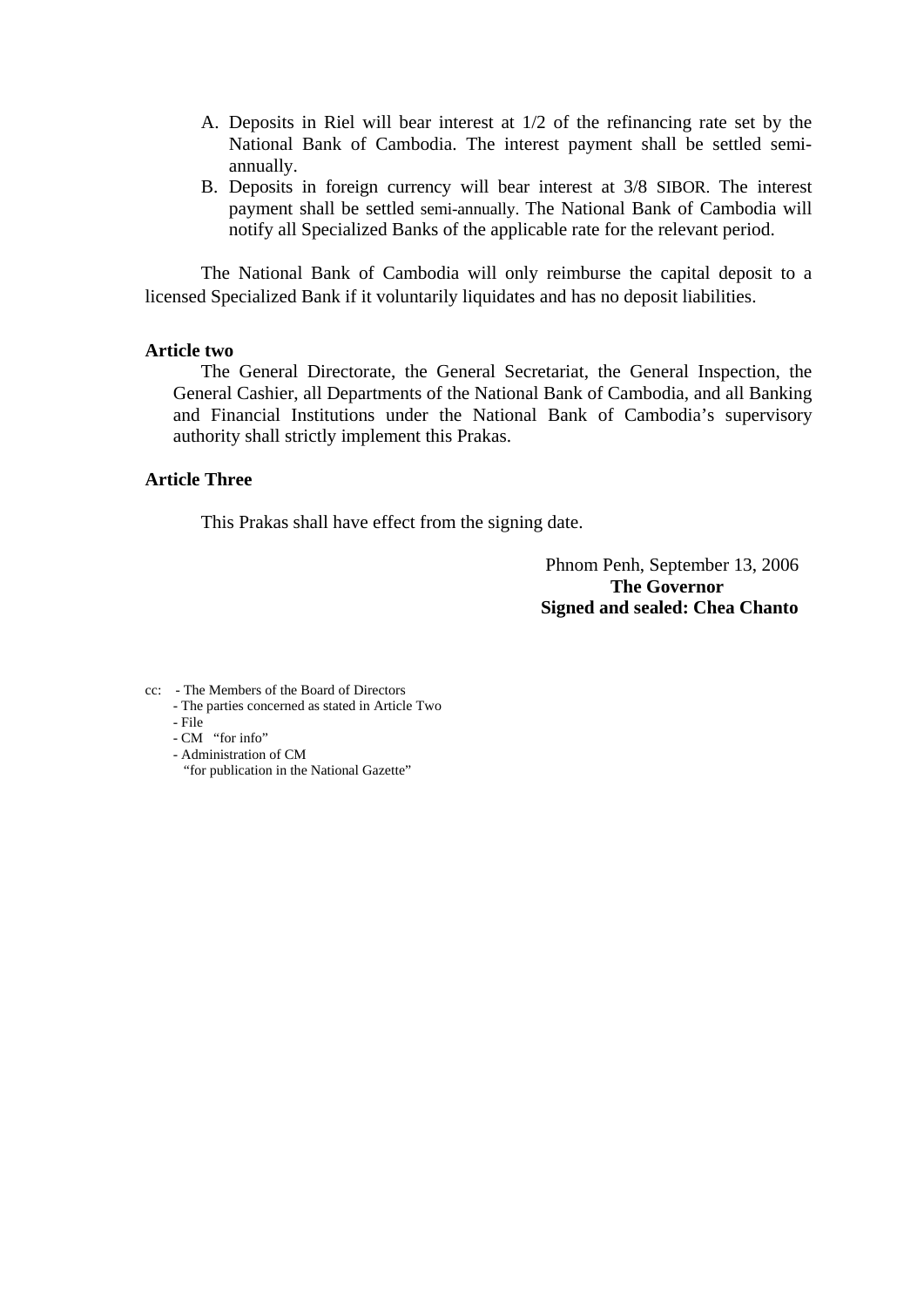A. Deposits in Riel will bear interest at 1/2 of the refinancing rate set by the National Bank of Cambodia. The interest payment shall be settled semi-annually.
B. Deposits in foreign currency will bear interest at 3/8 SIBOR. The interest payment shall be settled semi-annually. The National Bank of Cambodia will notify all Specialized Banks of the applicable rate for the relevant period.

The National Bank of Cambodia will only reimburse the capital deposit to a licensed Specialized Bank if it voluntarily liquidates and has no deposit liabilities.

**Article two**

The General Directorate, the General Secretariat, the General Inspection, the General Cashier, all Departments of the National Bank of Cambodia, and all Banking and Financial Institutions under the National Bank of Cambodia's supervisory authority shall strictly implement this Prakas.

**Article Three**

This Prakas shall have effect from the signing date.

Phnom Penh, September 13, 2006
**The Governor**
**Signed and sealed: Chea Chanto**

cc:
- The Members of the Board of Directors
- The parties concerned as stated in Article Two
- File
- CM "for info"
- Administration of CM "for publication in the National Gazette"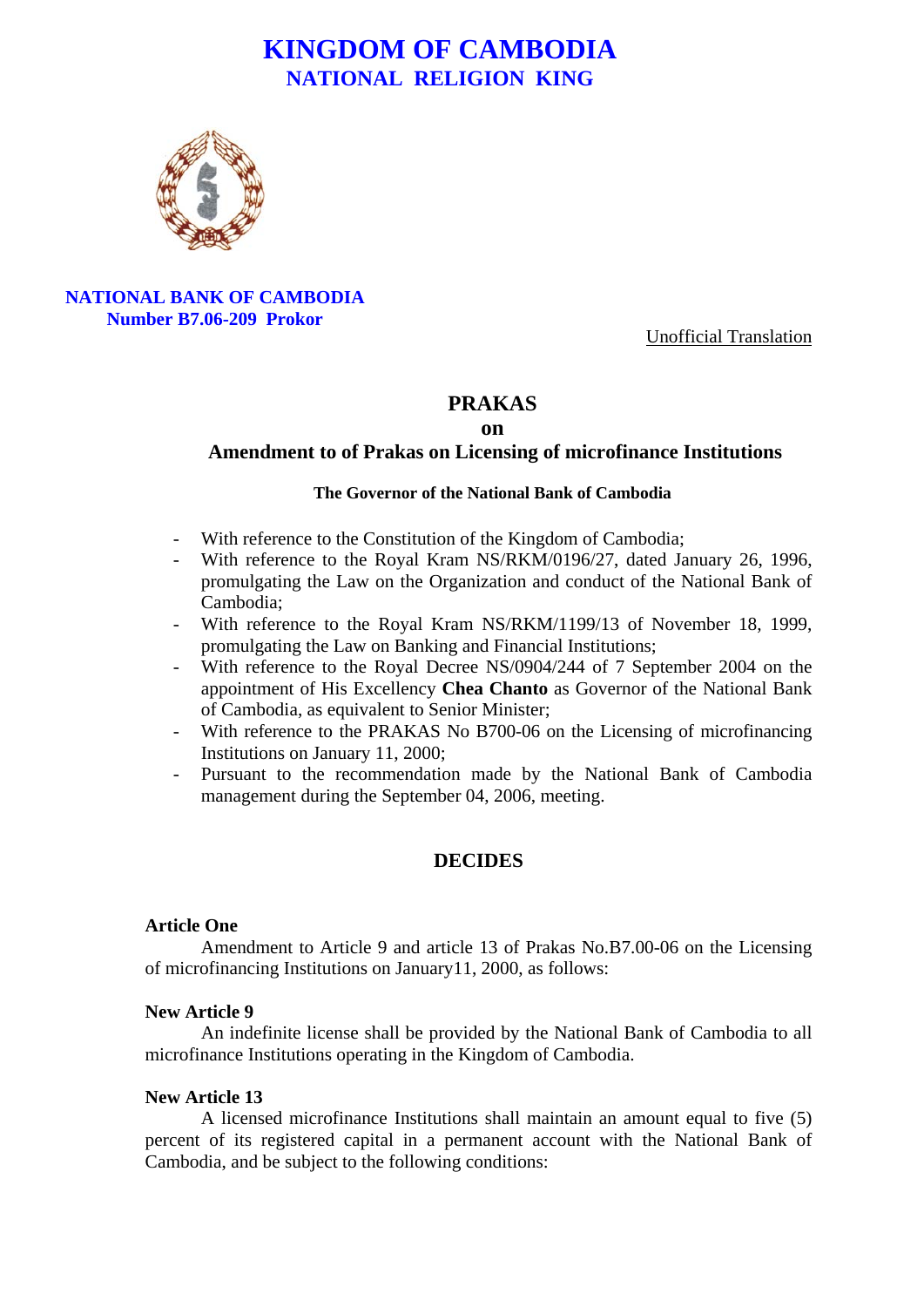# KINGDOM OF CAMBODIA
## NATIONAL RELIGION KING

**NATIONAL BANK OF CAMBODIA**
**Number B7.06-209 Prokor**

Unofficial Translation

## PRAKAS
## on
## Amendment to of Prakas on Licensing of microfinance Institutions

**The Governor of the National Bank of Cambodia**

- With reference to the Constitution of the Kingdom of Cambodia;
- With reference to the Royal Kram NS/RKM/0196/27, dated January 26, 1996, promulgating the Law on the Organization and conduct of the National Bank of Cambodia;
- With reference to the Royal Kram NS/RKM/1199/13 of November 18, 1999, promulgating the Law on Banking and Financial Institutions;
- With reference to the Royal Decree NS/0904/244 of 7 September 2004 on the appointment of His Excellency **Chea Chanto** as Governor of the National Bank of Cambodia, as equivalent to Senior Minister;
- With reference to the PRAKAS No B700-06 on the Licensing of microfinancing Institutions on January 11, 2000;
- Pursuant to the recommendation made by the National Bank of Cambodia management during the September 04, 2006, meeting.

## DECIDES

**Article One**

Amendment to Article 9 and article 13 of Prakas No.B7.00-06 on the Licensing of microfinancing Institutions on January11, 2000, as follows:

**New Article 9**

An indefinite license shall be provided by the National Bank of Cambodia to all microfinance Institutions operating in the Kingdom of Cambodia.

**New Article 13**

A licensed microfinance Institutions shall maintain an amount equal to five (5) percent of its registered capital in a permanent account with the National Bank of Cambodia, and be subject to the following conditions: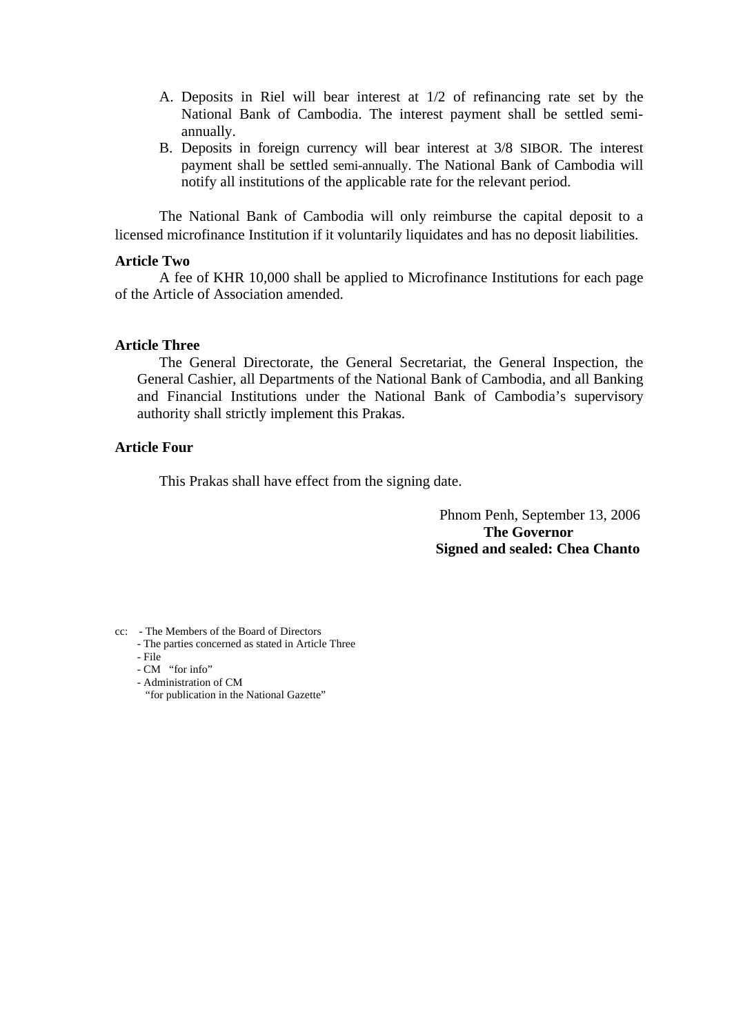A. Deposits in Riel will bear interest at 1/2 of refinancing rate set by the National Bank of Cambodia. The interest payment shall be settled semi-annually.
B. Deposits in foreign currency will bear interest at 3/8 SIBOR. The interest payment shall be settled semi-annually. The National Bank of Cambodia will notify all institutions of the applicable rate for the relevant period.

The National Bank of Cambodia will only reimburse the capital deposit to a licensed microfinance Institution if it voluntarily liquidates and has no deposit liabilities.

**Article Two**

A fee of KHR 10,000 shall be applied to Microfinance Institutions for each page of the Article of Association amended.

**Article Three**

The General Directorate, the General Secretariat, the General Inspection, the General Cashier, all Departments of the National Bank of Cambodia, and all Banking and Financial Institutions under the National Bank of Cambodia's supervisory authority shall strictly implement this Prakas.

**Article Four**

This Prakas shall have effect from the signing date.

Phnom Penh, September 13, 2006
**The Governor**
**Signed and sealed: Chea Chanto**

cc: - The Members of the Board of Directors
- The parties concerned as stated in Article Three
- File
- CM "for info"
- Administration of CM
"for publication in the National Gazette"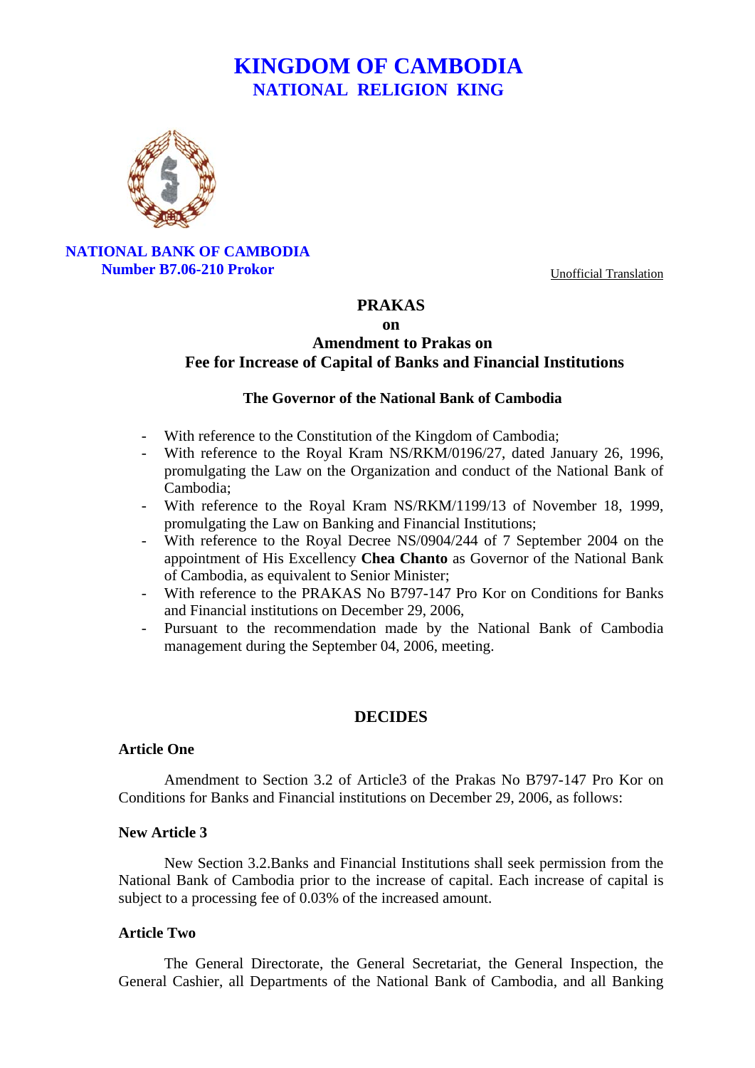# KINGDOM OF CAMBODIA
## NATIONAL RELIGION KING

**NATIONAL BANK OF CAMBODIA**
**Number B7.06-210 Prokor**

Unofficial Translation

## PRAKAS
### on
### Amendment to Prakas on Fee for Increase of Capital of Banks and Financial Institutions

**The Governor of the National Bank of Cambodia**

- With reference to the Constitution of the Kingdom of Cambodia;
- With reference to the Royal Kram NS/RKM/0196/27, dated January 26, 1996, promulgating the Law on the Organization and conduct of the National Bank of Cambodia;
- With reference to the Royal Kram NS/RKM/1199/13 of November 18, 1999, promulgating the Law on Banking and Financial Institutions;
- With reference to the Royal Decree NS/0904/244 of 7 September 2004 on the appointment of His Excellency **Chea Chanto** as Governor of the National Bank of Cambodia, as equivalent to Senior Minister;
- With reference to the PRAKAS No B797-147 Pro Kor on Conditions for Banks and Financial institutions on December 29, 2006,
- Pursuant to the recommendation made by the National Bank of Cambodia management during the September 04, 2006, meeting.

**DECIDES**

**Article One**

Amendment to Section 3.2 of Article3 of the Prakas No B797-147 Pro Kor on Conditions for Banks and Financial institutions on December 29, 2006, as follows:

**New Article 3**

New Section 3.2.Banks and Financial Institutions shall seek permission from the National Bank of Cambodia prior to the increase of capital. Each increase of capital is subject to a processing fee of 0.03% of the increased amount.

**Article Two**

The General Directorate, the General Secretariat, the General Inspection, the General Cashier, all Departments of the National Bank of Cambodia, and all Banking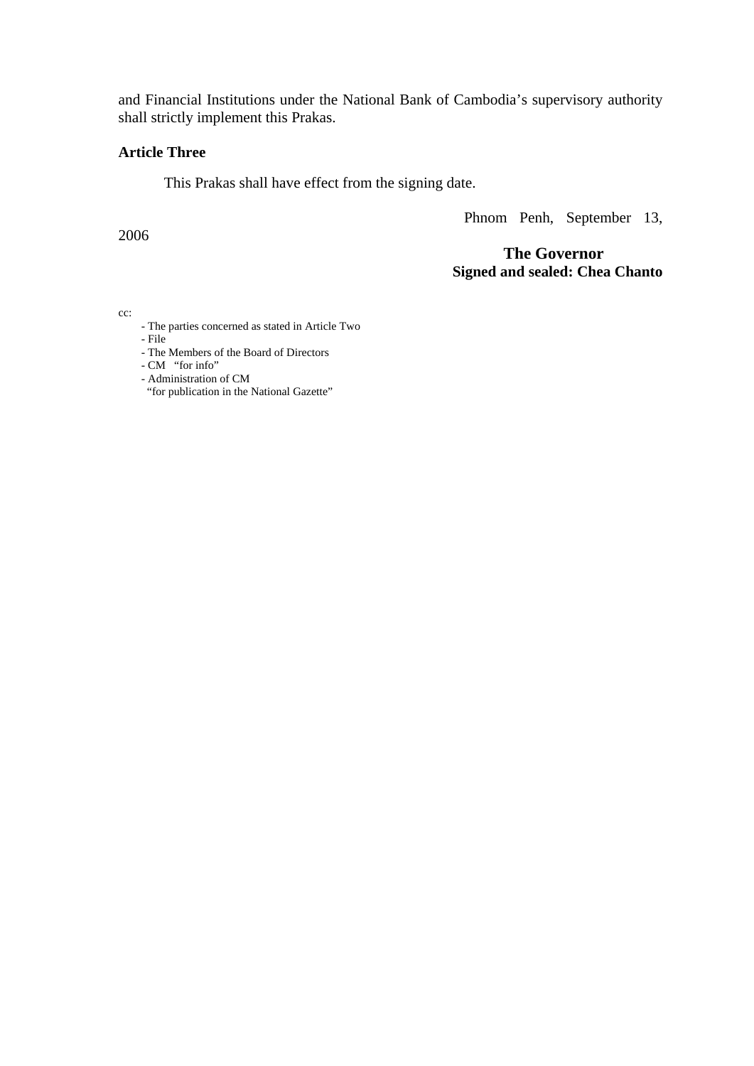and Financial Institutions under the National Bank of Cambodia's supervisory authority shall strictly implement this Prakas.

**Article Three**

This Prakas shall have effect from the signing date.

Phnom Penh, September 13, 2006

**The Governor**
**Signed and sealed: Chea Chanto**

cc:

- The parties concerned as stated in Article Two
- File
- The Members of the Board of Directors
- CM "for info"
- Administration of CM
  "for publication in the National Gazette"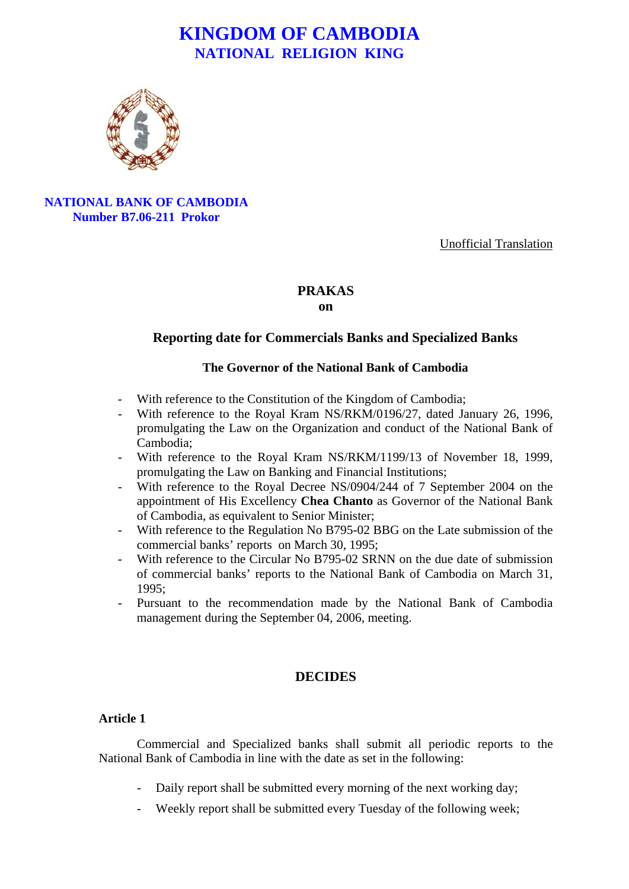# KINGDOM OF CAMBODIA
## NATIONAL RELIGION KING

**NATIONAL BANK OF CAMBODIA**
**Number B7.06-211 Prokor**

Unofficial Translation

## PRAKAS
**on**

## Reporting date for Commercials Banks and Specialized Banks

### The Governor of the National Bank of Cambodia

- With reference to the Constitution of the Kingdom of Cambodia;
- With reference to the Royal Kram NS/RKM/0196/27, dated January 26, 1996, promulgating the Law on the Organization and conduct of the National Bank of Cambodia;
- With reference to the Royal Kram NS/RKM/1199/13 of November 18, 1999, promulgating the Law on Banking and Financial Institutions;
- With reference to the Royal Decree NS/0904/244 of 7 September 2004 on the appointment of His Excellency **Chea Chanto** as Governor of the National Bank of Cambodia, as equivalent to Senior Minister;
- With reference to the Regulation No B795-02 BBG on the Late submission of the commercial banks' reports on March 30, 1995;
- With reference to the Circular No B795-02 SRNN on the due date of submission of commercial banks' reports to the National Bank of Cambodia on March 31, 1995;
- Pursuant to the recommendation made by the National Bank of Cambodia management during the September 04, 2006, meeting.

## DECIDES

### Article 1

Commercial and Specialized banks shall submit all periodic reports to the National Bank of Cambodia in line with the date as set in the following:

- Daily report shall be submitted every morning of the next working day;
- Weekly report shall be submitted every Tuesday of the following week;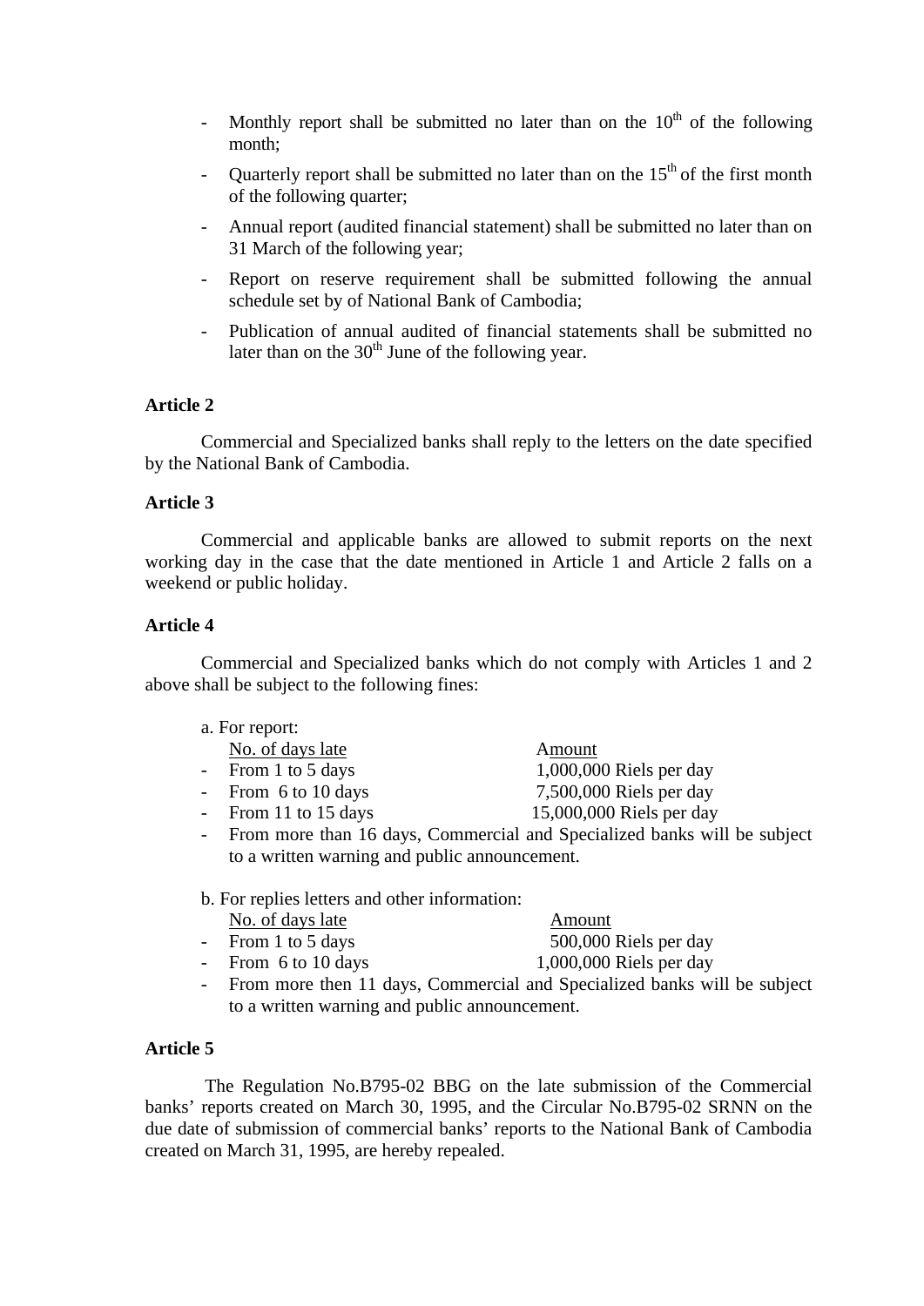- Monthly report shall be submitted no later than on the 10th of the following month;
- Quarterly report shall be submitted no later than on the 15th of the first month of the following quarter;
- Annual report (audited financial statement) shall be submitted no later than on 31 March of the following year;
- Report on reserve requirement shall be submitted following the annual schedule set by of National Bank of Cambodia;
- Publication of annual audited of financial statements shall be submitted no later than on the 30th June of the following year.

**Article 2**

Commercial and Specialized banks shall reply to the letters on the date specified by the National Bank of Cambodia.

**Article 3**

Commercial and applicable banks are allowed to submit reports on the next working day in the case that the date mentioned in Article 1 and Article 2 falls on a weekend or public holiday.

**Article 4**

Commercial and Specialized banks which do not comply with Articles 1 and 2 above shall be subject to the following fines:

a. For report:

| No. of days late | Amount |
|---|---|
| - From 1 to 5 days | 1,000,000 Riels per day |
| - From 6 to 10 days | 7,500,000 Riels per day |
| - From 11 to 15 days | 15,000,000 Riels per day |

- From more than 16 days, Commercial and Specialized banks will be subject to a written warning and public announcement.

b. For replies letters and other information:

| No. of days late | Amount |
|---|---|
| - From 1 to 5 days | 500,000 Riels per day |
| - From 6 to 10 days | 1,000,000 Riels per day |

- From more then 11 days, Commercial and Specialized banks will be subject to a written warning and public announcement.

**Article 5**

The Regulation No.B795-02 BBG on the late submission of the Commercial banks' reports created on March 30, 1995, and the Circular No.B795-02 SRNN on the due date of submission of commercial banks' reports to the National Bank of Cambodia created on March 31, 1995, are hereby repealed.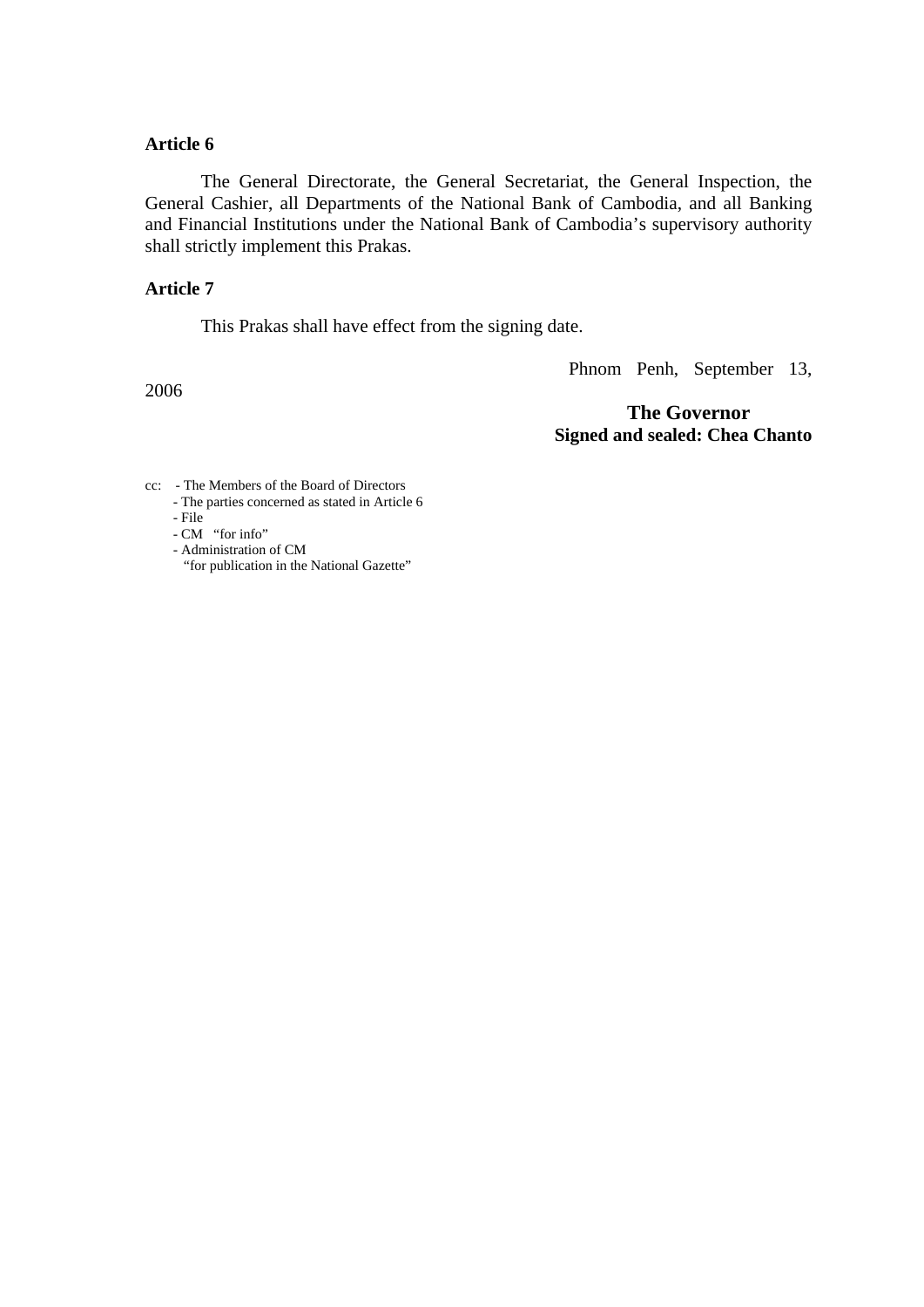**Article 6**

The General Directorate, the General Secretariat, the General Inspection, the General Cashier, all Departments of the National Bank of Cambodia, and all Banking and Financial Institutions under the National Bank of Cambodia's supervisory authority shall strictly implement this Prakas.

**Article 7**

This Prakas shall have effect from the signing date.

Phnom Penh, September 13, 2006

**The Governor**
**Signed and sealed: Chea Chanto**

cc:
- The Members of the Board of Directors
- The parties concerned as stated in Article 6
- File
- CM "for info"
- Administration of CM
  "for publication in the National Gazette"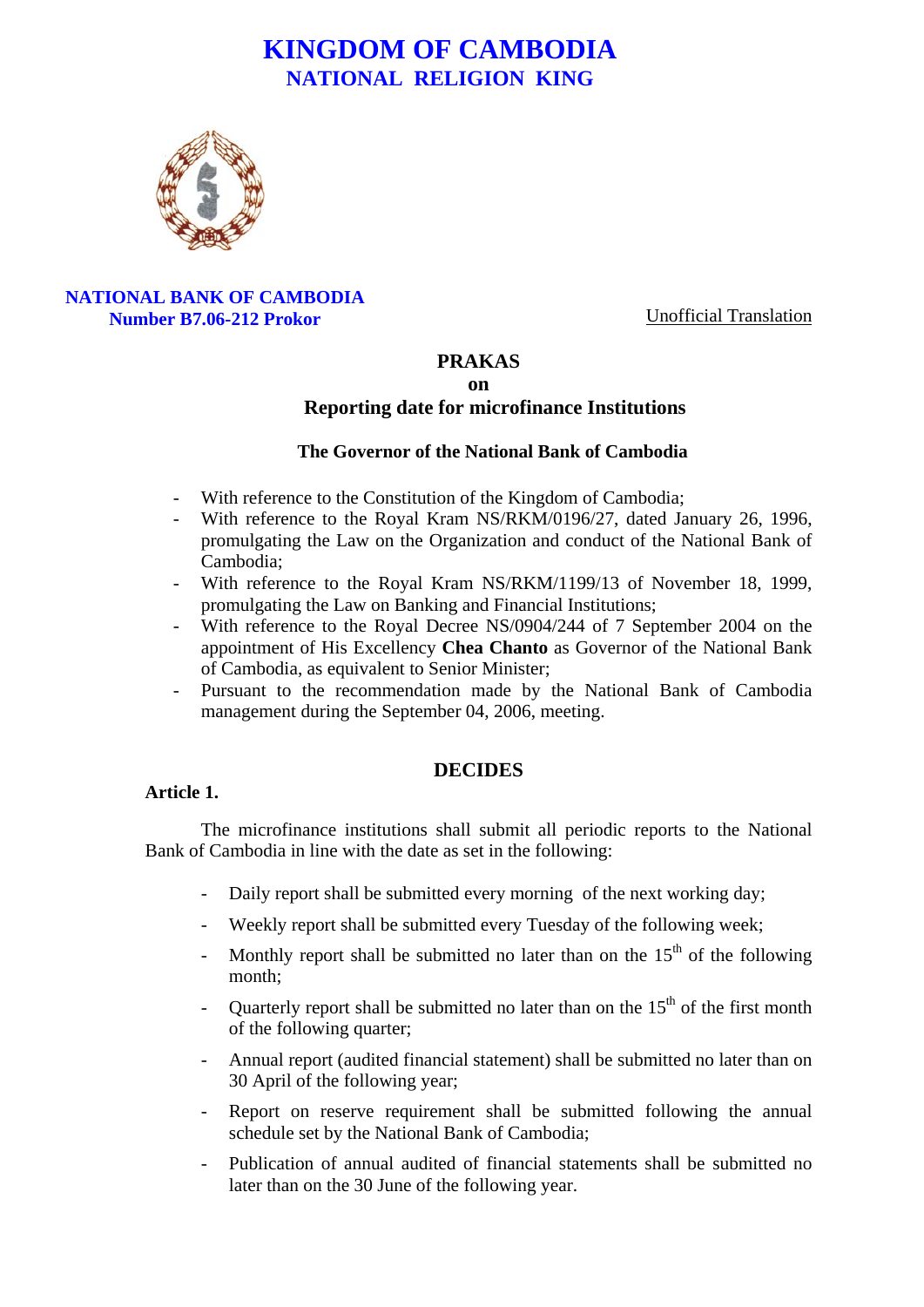# KINGDOM OF CAMBODIA
## NATIONAL RELIGION KING

**NATIONAL BANK OF CAMBODIA**
**Number B7.06-212 Prokor**

Unofficial Translation

## PRAKAS
## on
## Reporting date for microfinance Institutions

### The Governor of the National Bank of Cambodia

- With reference to the Constitution of the Kingdom of Cambodia;
- With reference to the Royal Kram NS/RKM/0196/27, dated January 26, 1996, promulgating the Law on the Organization and conduct of the National Bank of Cambodia;
- With reference to the Royal Kram NS/RKM/1199/13 of November 18, 1999, promulgating the Law on Banking and Financial Institutions;
- With reference to the Royal Decree NS/0904/244 of 7 September 2004 on the appointment of His Excellency **Chea Chanto** as Governor of the National Bank of Cambodia, as equivalent to Senior Minister;
- Pursuant to the recommendation made by the National Bank of Cambodia management during the September 04, 2006, meeting.

## DECIDES

**Article 1.**

The microfinance institutions shall submit all periodic reports to the National Bank of Cambodia in line with the date as set in the following:

- Daily report shall be submitted every morning of the next working day;
- Weekly report shall be submitted every Tuesday of the following week;
- Monthly report shall be submitted no later than on the 15th of the following month;
- Quarterly report shall be submitted no later than on the 15th of the first month of the following quarter;
- Annual report (audited financial statement) shall be submitted no later than on 30 April of the following year;
- Report on reserve requirement shall be submitted following the annual schedule set by the National Bank of Cambodia;
- Publication of annual audited of financial statements shall be submitted no later than on the 30 June of the following year.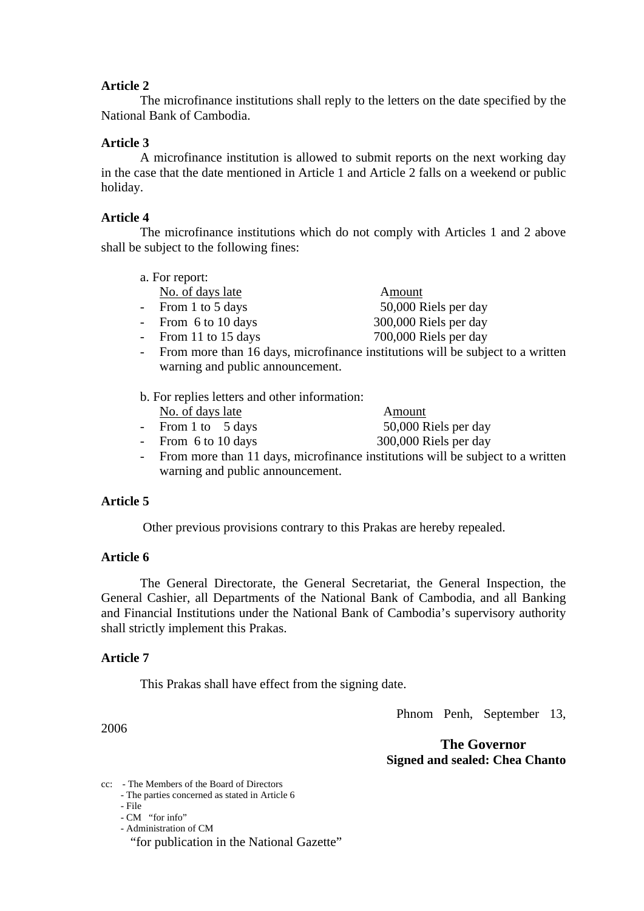**Article 2**

The microfinance institutions shall reply to the letters on the date specified by the National Bank of Cambodia.

**Article 3**

A microfinance institution is allowed to submit reports on the next working day in the case that the date mentioned in Article 1 and Article 2 falls on a weekend or public holiday.

**Article 4**

The microfinance institutions which do not comply with Articles 1 and 2 above shall be subject to the following fines:

a. For report:

| No. of days late | Amount |
|---|---|
| - From 1 to 5 days | 50,000 Riels per day |
| - From 6 to 10 days | 300,000 Riels per day |
| - From 11 to 15 days | 700,000 Riels per day |

- From more than 16 days, microfinance institutions will be subject to a written warning and public announcement.

b. For replies letters and other information:

| No. of days late | Amount |
|---|---|
| - From 1 to 5 days | 50,000 Riels per day |
| - From 6 to 10 days | 300,000 Riels per day |

- From more than 11 days, microfinance institutions will be subject to a written warning and public announcement.

**Article 5**

Other previous provisions contrary to this Prakas are hereby repealed.

**Article 6**

The General Directorate, the General Secretariat, the General Inspection, the General Cashier, all Departments of the National Bank of Cambodia, and all Banking and Financial Institutions under the National Bank of Cambodia's supervisory authority shall strictly implement this Prakas.

**Article 7**

This Prakas shall have effect from the signing date.

Phnom Penh, September 13, 2006

**The Governor**
**Signed and sealed: Chea Chanto**

cc: - The Members of the Board of Directors
- The parties concerned as stated in Article 6
- File
- CM "for info"
- Administration of CM
"for publication in the National Gazette"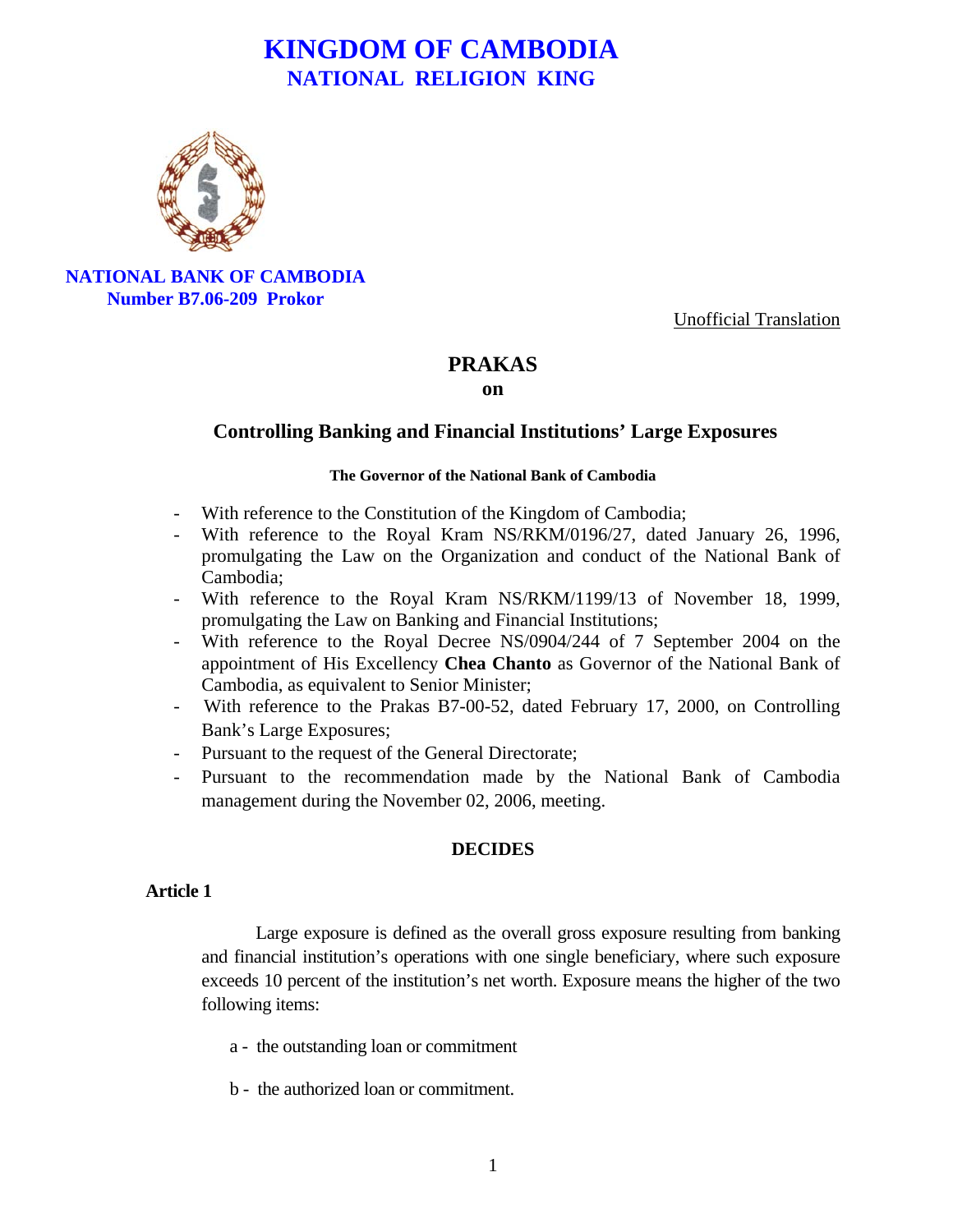# KINGDOM OF CAMBODIA
## NATIONAL RELIGION KING

**NATIONAL BANK OF CAMBODIA**
**Number B7.06-209 Prokor**

Unofficial Translation

# PRAKAS
## on
## Controlling Banking and Financial Institutions' Large Exposures

**The Governor of the National Bank of Cambodia**

- With reference to the Constitution of the Kingdom of Cambodia;
- With reference to the Royal Kram NS/RKM/0196/27, dated January 26, 1996, promulgating the Law on the Organization and conduct of the National Bank of Cambodia;
- With reference to the Royal Kram NS/RKM/1199/13 of November 18, 1999, promulgating the Law on Banking and Financial Institutions;
- With reference to the Royal Decree NS/0904/244 of 7 September 2004 on the appointment of His Excellency **Chea Chanto** as Governor of the National Bank of Cambodia, as equivalent to Senior Minister;
- With reference to the Prakas B7-00-52, dated February 17, 2000, on Controlling Bank's Large Exposures;
- Pursuant to the request of the General Directorate;
- Pursuant to the recommendation made by the National Bank of Cambodia management during the November 02, 2006, meeting.

**DECIDES**

**Article 1**

Large exposure is defined as the overall gross exposure resulting from banking and financial institution's operations with one single beneficiary, where such exposure exceeds 10 percent of the institution's net worth. Exposure means the higher of the two following items:

a - the outstanding loan or commitment

b - the authorized loan or commitment.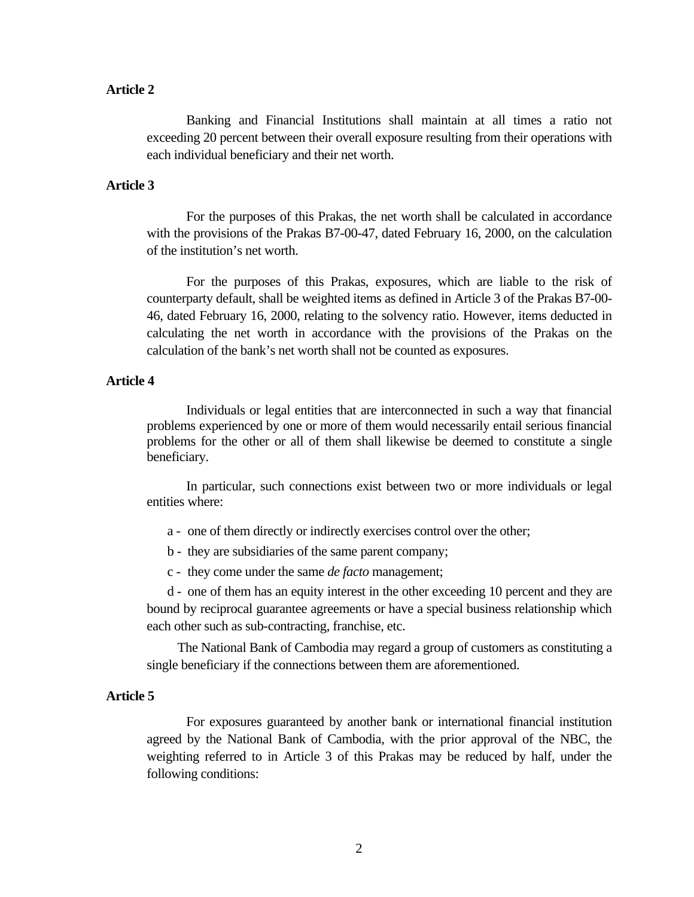**Article 2**

Banking and Financial Institutions shall maintain at all times a ratio not exceeding 20 percent between their overall exposure resulting from their operations with each individual beneficiary and their net worth.

**Article 3**

For the purposes of this Prakas, the net worth shall be calculated in accordance with the provisions of the Prakas B7-00-47, dated February 16, 2000, on the calculation of the institution's net worth.

For the purposes of this Prakas, exposures, which are liable to the risk of counterparty default, shall be weighted items as defined in Article 3 of the Prakas B7-00-46, dated February 16, 2000, relating to the solvency ratio. However, items deducted in calculating the net worth in accordance with the provisions of the Prakas on the calculation of the bank's net worth shall not be counted as exposures.

**Article 4**

Individuals or legal entities that are interconnected in such a way that financial problems experienced by one or more of them would necessarily entail serious financial problems for the other or all of them shall likewise be deemed to constitute a single beneficiary.

In particular, such connections exist between two or more individuals or legal entities where:

a - one of them directly or indirectly exercises control over the other;

b - they are subsidiaries of the same parent company;

c - they come under the same *de facto* management;

d - one of them has an equity interest in the other exceeding 10 percent and they are bound by reciprocal guarantee agreements or have a special business relationship which each other such as sub-contracting, franchise, etc.

The National Bank of Cambodia may regard a group of customers as constituting a single beneficiary if the connections between them are aforementioned.

**Article 5**

For exposures guaranteed by another bank or international financial institution agreed by the National Bank of Cambodia, with the prior approval of the NBC, the weighting referred to in Article 3 of this Prakas may be reduced by half, under the following conditions: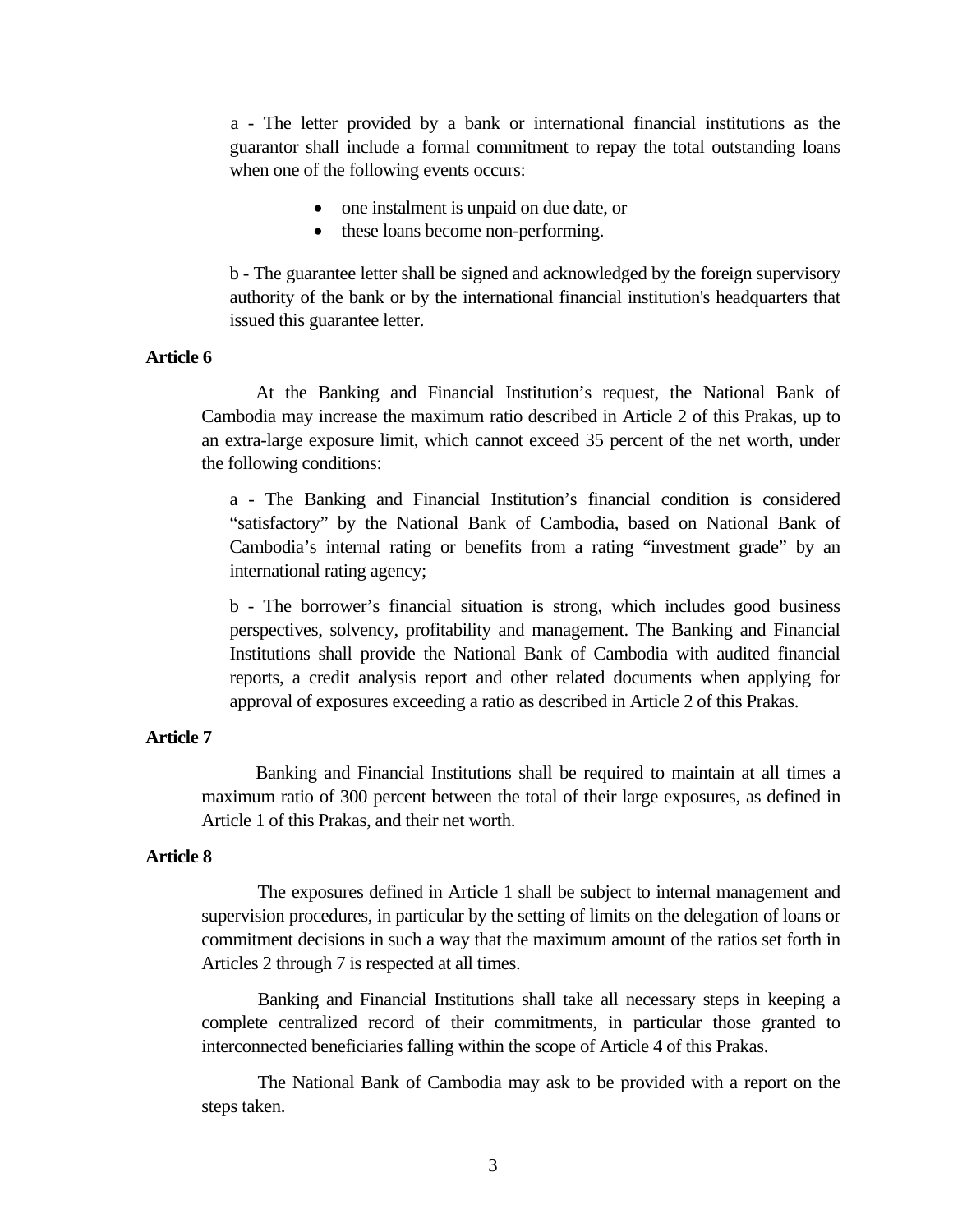a - The letter provided by a bank or international financial institutions as the guarantor shall include a formal commitment to repay the total outstanding loans when one of the following events occurs:

- one instalment is unpaid on due date, or
- these loans become non-performing.

b - The guarantee letter shall be signed and acknowledged by the foreign supervisory authority of the bank or by the international financial institution's headquarters that issued this guarantee letter.

**Article 6**

At the Banking and Financial Institution's request, the National Bank of Cambodia may increase the maximum ratio described in Article 2 of this Prakas, up to an extra-large exposure limit, which cannot exceed 35 percent of the net worth, under the following conditions:

a - The Banking and Financial Institution's financial condition is considered "satisfactory" by the National Bank of Cambodia, based on National Bank of Cambodia's internal rating or benefits from a rating "investment grade" by an international rating agency;

b - The borrower's financial situation is strong, which includes good business perspectives, solvency, profitability and management. The Banking and Financial Institutions shall provide the National Bank of Cambodia with audited financial reports, a credit analysis report and other related documents when applying for approval of exposures exceeding a ratio as described in Article 2 of this Prakas.

**Article 7**

Banking and Financial Institutions shall be required to maintain at all times a maximum ratio of 300 percent between the total of their large exposures, as defined in Article 1 of this Prakas, and their net worth.

**Article 8**

The exposures defined in Article 1 shall be subject to internal management and supervision procedures, in particular by the setting of limits on the delegation of loans or commitment decisions in such a way that the maximum amount of the ratios set forth in Articles 2 through 7 is respected at all times.

Banking and Financial Institutions shall take all necessary steps in keeping a complete centralized record of their commitments, in particular those granted to interconnected beneficiaries falling within the scope of Article 4 of this Prakas.

The National Bank of Cambodia may ask to be provided with a report on the steps taken.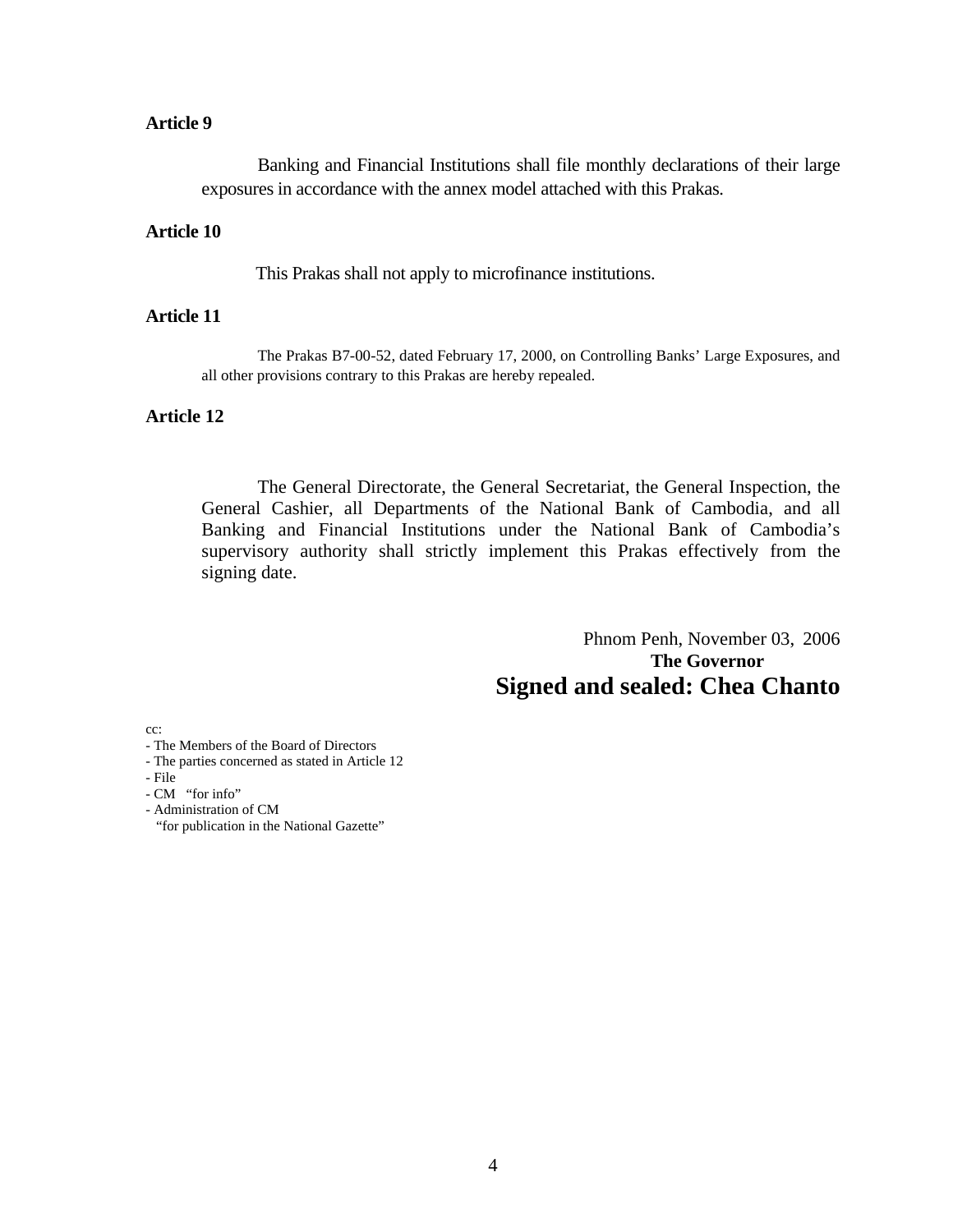**Article 9**

Banking and Financial Institutions shall file monthly declarations of their large exposures in accordance with the annex model attached with this Prakas.

**Article 10**

This Prakas shall not apply to microfinance institutions.

**Article 11**

The Prakas B7-00-52, dated February 17, 2000, on Controlling Banks' Large Exposures, and all other provisions contrary to this Prakas are hereby repealed.

**Article 12**

The General Directorate, the General Secretariat, the General Inspection, the General Cashier, all Departments of the National Bank of Cambodia, and all Banking and Financial Institutions under the National Bank of Cambodia's supervisory authority shall strictly implement this Prakas effectively from the signing date.

Phnom Penh, November 03, 2006

**The Governor**

**Signed and sealed: Chea Chanto**

cc:
- The Members of the Board of Directors
- The parties concerned as stated in Article 12
- File
- CM "for info"
- Administration of CM
  "for publication in the National Gazette"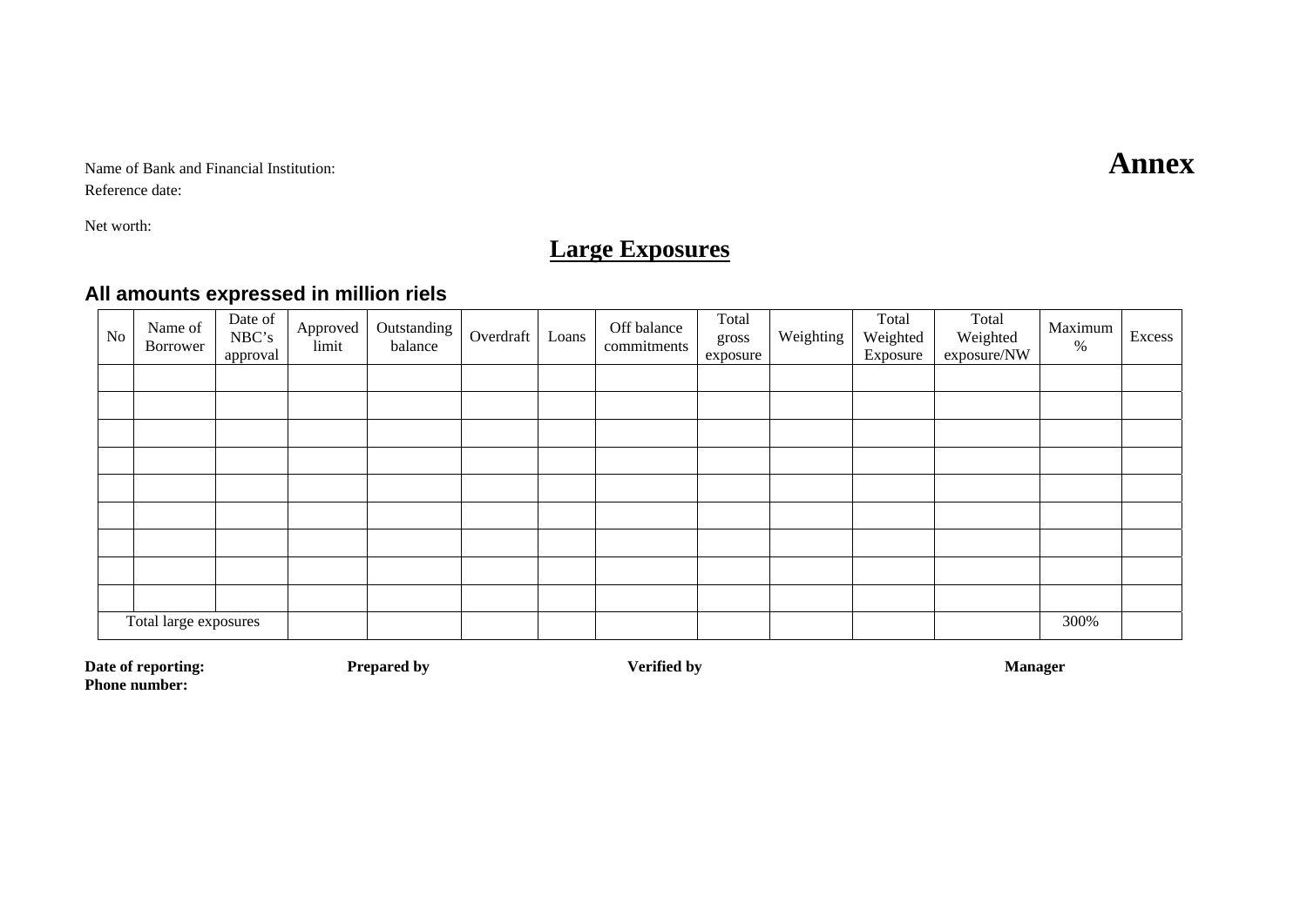# Annex

Name of Bank and Financial Institution:
Reference date:

Net worth:

## Large Exposures

### All amounts expressed in million riels

| No | Name of Borrower | Date of NBC's approval | Approved limit | Outstanding balance | Overdraft | Loans | Off balance commitments | Total gross exposure | Weighting | Total Weighted Exposure | Total Weighted exposure/NW | Maximum % | Excess |
|---|---|---|---|---|---|---|---|---|---|---|---|---|---|
| | | | | | | | | | | | | | |
| | | | | | | | | | | | | | |
| | | | | | | | | | | | | | |
| | | | | | | | | | | | | | |
| | | | | | | | | | | | | | |
| | | | | | | | | | | | | | |
| | | | | | | | | | | | | | |
| | | | | | | | | | | | | | |
| | | | | | | | | | | | | | |
| Total large exposures | | | | | | | | | | | | 300% | |

**Date of reporting:** **Prepared by** **Verified by** **Manager**
**Phone number:**